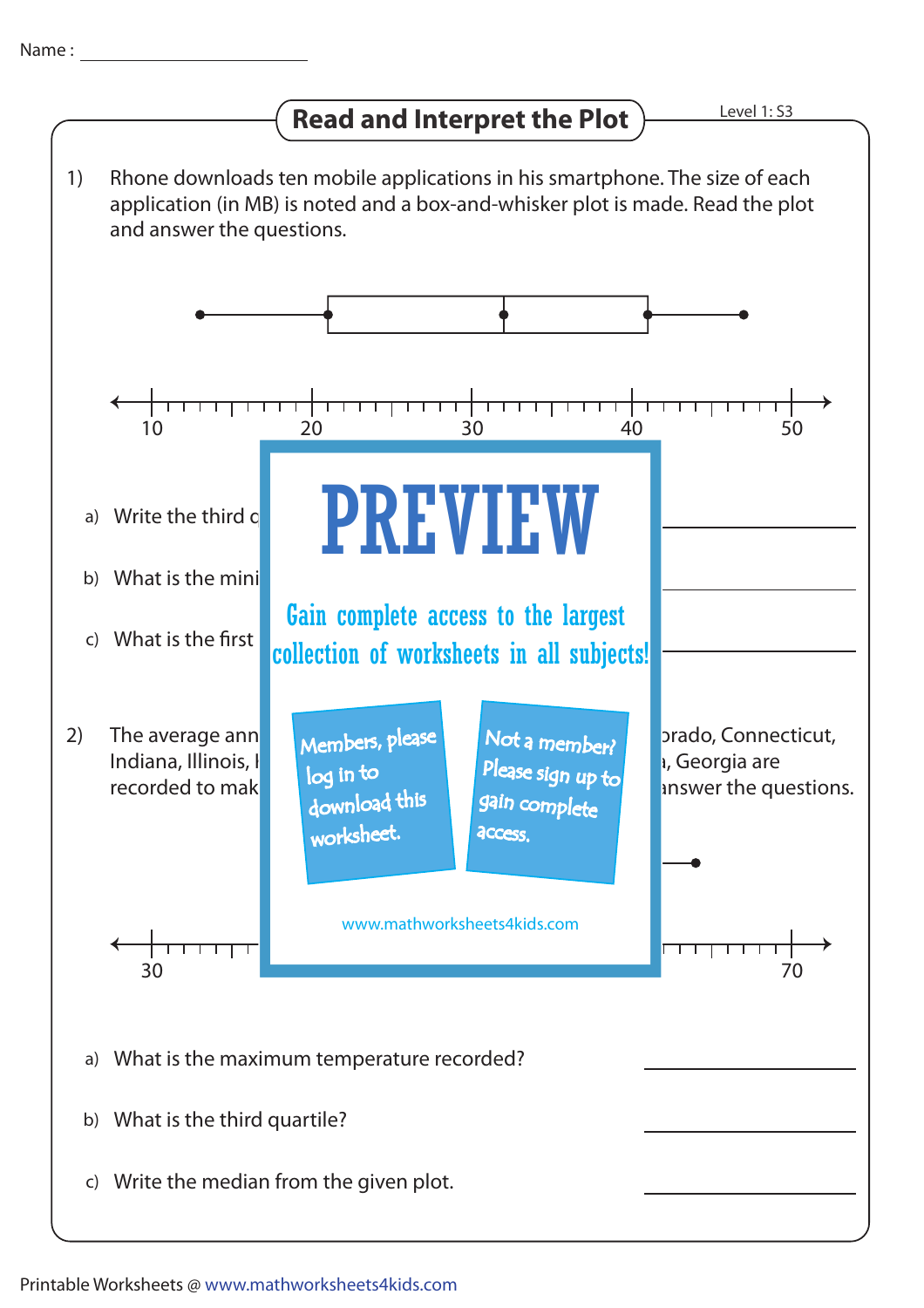Name : ____________________

# Read and Interpret the Plot

Level 1: S3

1) Rhone downloads ten mobile applications in his smartphone. The size of each application (in MB) is noted and a box-and-whisker plot is made. Read the plot and answer the questions.

a) Write the third q ____________________

b) What is the mini ____________________

c) What is the first ____________________

**PREVIEW**

Gain complete access to the largest collection of worksheets in all subjects!

Members, please log in to download this worksheet.

Not a member? Please sign up to gain complete access.

www.mathworksheets4kids.com

2) The average ann ... orado, Connecticut, Indiana, Illinois, I ... a, Georgia are recorded to mak ... answer the questions.

a) What is the maximum temperature recorded? ____________________

b) What is the third quartile? ____________________

c) Write the median from the given plot. ____________________

Printable Worksheets @ www.mathworksheets4kids.com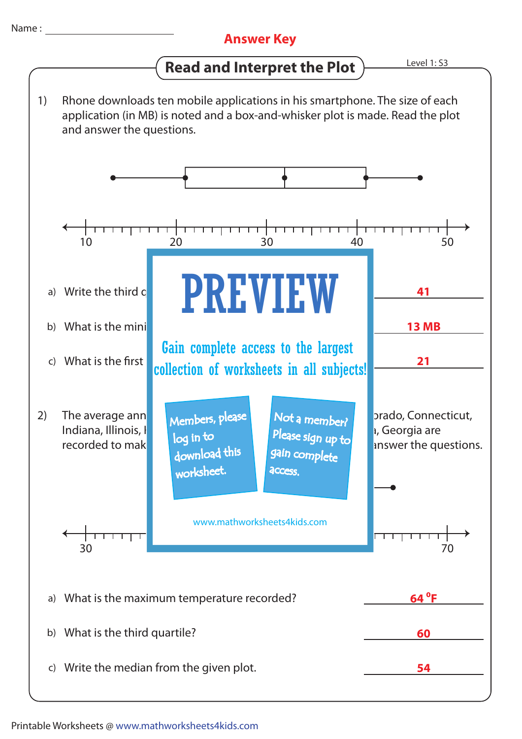Name : ___________________

**Answer Key**

# Read and Interpret the Plot

Level 1: S3

1) Rhone downloads ten mobile applications in his smartphone. The size of each application (in MB) is noted and a box-and-whisker plot is made. Read the plot and answer the questions.

10 20 30 40 50

a) Write the third c **41**

b) What is the mini **13 MB**

c) What is the first **21**

PREVIEW

Gain complete access to the largest collection of worksheets in all subjects!

Members, please log in to download this worksheet.

Not a member? Please sign up to gain complete access.

www.mathworksheets4kids.com

2) The average ann ... orado, Connecticut, Indiana, Illinois, I ... a, Georgia are recorded to mak ... answer the questions.

30 70

a) What is the maximum temperature recorded? **64 $^{o}$F**

b) What is the third quartile? **60**

c) Write the median from the given plot. **54**

Printable Worksheets @ www.mathworksheets4kids.com